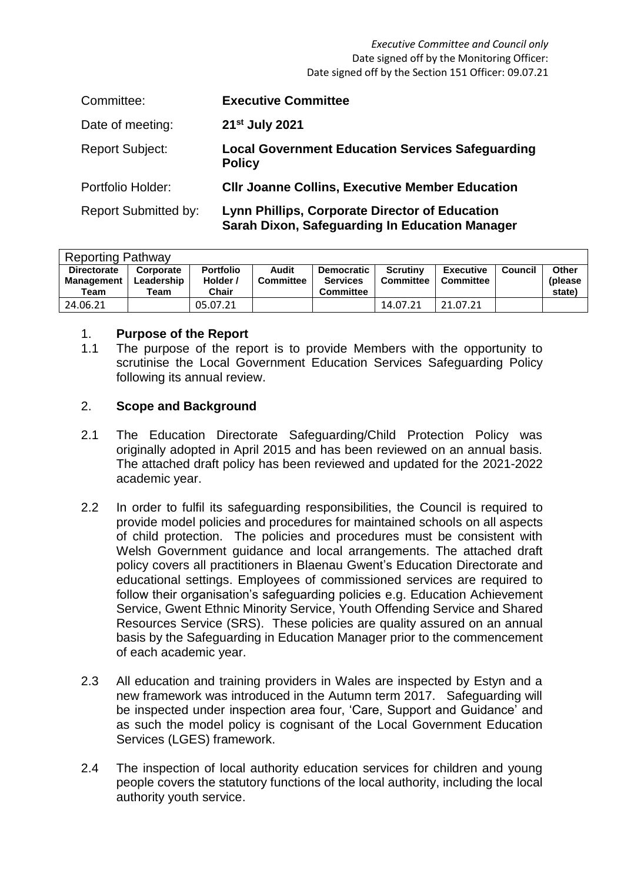*Executive Committee and Council only*
Date signed off by the Monitoring Officer:
Date signed off by the Section 151 Officer: 09.07.21

| | |
|---|---|
| Committee: | **Executive Committee** |
| Date of meeting: | **21st July 2021** |
| Report Subject: | **Local Government Education Services Safeguarding Policy** |
| Portfolio Holder: | **Cllr Joanne Collins, Executive Member Education** |
| Report Submitted by: | **Lynn Phillips, Corporate Director of Education Sarah Dixon, Safeguarding In Education Manager** |

| Reporting Pathway | | | | | | | | |
|---|---|---|---|---|---|---|---|---|
| **Directorate Management Team** | **Corporate Leadership Team** | **Portfolio Holder / Chair** | **Audit Committee** | **Democratic Services Committee** | **Scrutiny Committee** | **Executive Committee** | **Council** | **Other (please state)** |
| 24.06.21 | | 05.07.21 | | | 14.07.21 | 21.07.21 | | |

## 1. Purpose of the Report

1.1 The purpose of the report is to provide Members with the opportunity to scrutinise the Local Government Education Services Safeguarding Policy following its annual review.

## 2. Scope and Background

2.1 The Education Directorate Safeguarding/Child Protection Policy was originally adopted in April 2015 and has been reviewed on an annual basis. The attached draft policy has been reviewed and updated for the 2021-2022 academic year.

2.2 In order to fulfil its safeguarding responsibilities, the Council is required to provide model policies and procedures for maintained schools on all aspects of child protection. The policies and procedures must be consistent with Welsh Government guidance and local arrangements. The attached draft policy covers all practitioners in Blaenau Gwent's Education Directorate and educational settings. Employees of commissioned services are required to follow their organisation's safeguarding policies e.g. Education Achievement Service, Gwent Ethnic Minority Service, Youth Offending Service and Shared Resources Service (SRS). These policies are quality assured on an annual basis by the Safeguarding in Education Manager prior to the commencement of each academic year.

2.3 All education and training providers in Wales are inspected by Estyn and a new framework was introduced in the Autumn term 2017. Safeguarding will be inspected under inspection area four, 'Care, Support and Guidance' and as such the model policy is cognisant of the Local Government Education Services (LGES) framework.

2.4 The inspection of local authority education services for children and young people covers the statutory functions of the local authority, including the local authority youth service.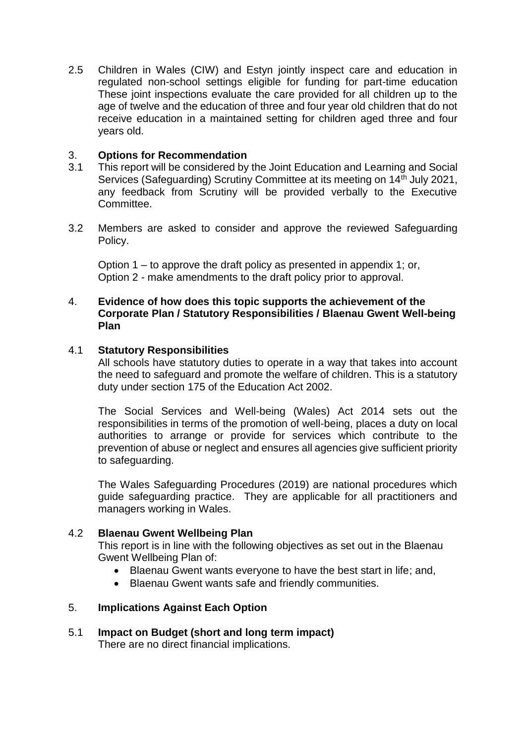2.5 Children in Wales (CIW) and Estyn jointly inspect care and education in regulated non-school settings eligible for funding for part-time education These joint inspections evaluate the care provided for all children up to the age of twelve and the education of three and four year old children that do not receive education in a maintained setting for children aged three and four years old.

## 3. Options for Recommendation

3.1 This report will be considered by the Joint Education and Learning and Social Services (Safeguarding) Scrutiny Committee at its meeting on 14th July 2021, any feedback from Scrutiny will be provided verbally to the Executive Committee.

3.2 Members are asked to consider and approve the reviewed Safeguarding Policy.

Option 1 – to approve the draft policy as presented in appendix 1; or,
Option 2 - make amendments to the draft policy prior to approval.

## 4. Evidence of how does this topic supports the achievement of the Corporate Plan / Statutory Responsibilities / Blaenau Gwent Well-being Plan

### 4.1 Statutory Responsibilities

All schools have statutory duties to operate in a way that takes into account the need to safeguard and promote the welfare of children. This is a statutory duty under section 175 of the Education Act 2002.

The Social Services and Well-being (Wales) Act 2014 sets out the responsibilities in terms of the promotion of well-being, places a duty on local authorities to arrange or provide for services which contribute to the prevention of abuse or neglect and ensures all agencies give sufficient priority to safeguarding.

The Wales Safeguarding Procedures (2019) are national procedures which guide safeguarding practice. They are applicable for all practitioners and managers working in Wales.

### 4.2 Blaenau Gwent Wellbeing Plan

This report is in line with the following objectives as set out in the Blaenau Gwent Wellbeing Plan of:

- Blaenau Gwent wants everyone to have the best start in life; and,
- Blaenau Gwent wants safe and friendly communities.

## 5. Implications Against Each Option

### 5.1 Impact on Budget (short and long term impact)

There are no direct financial implications.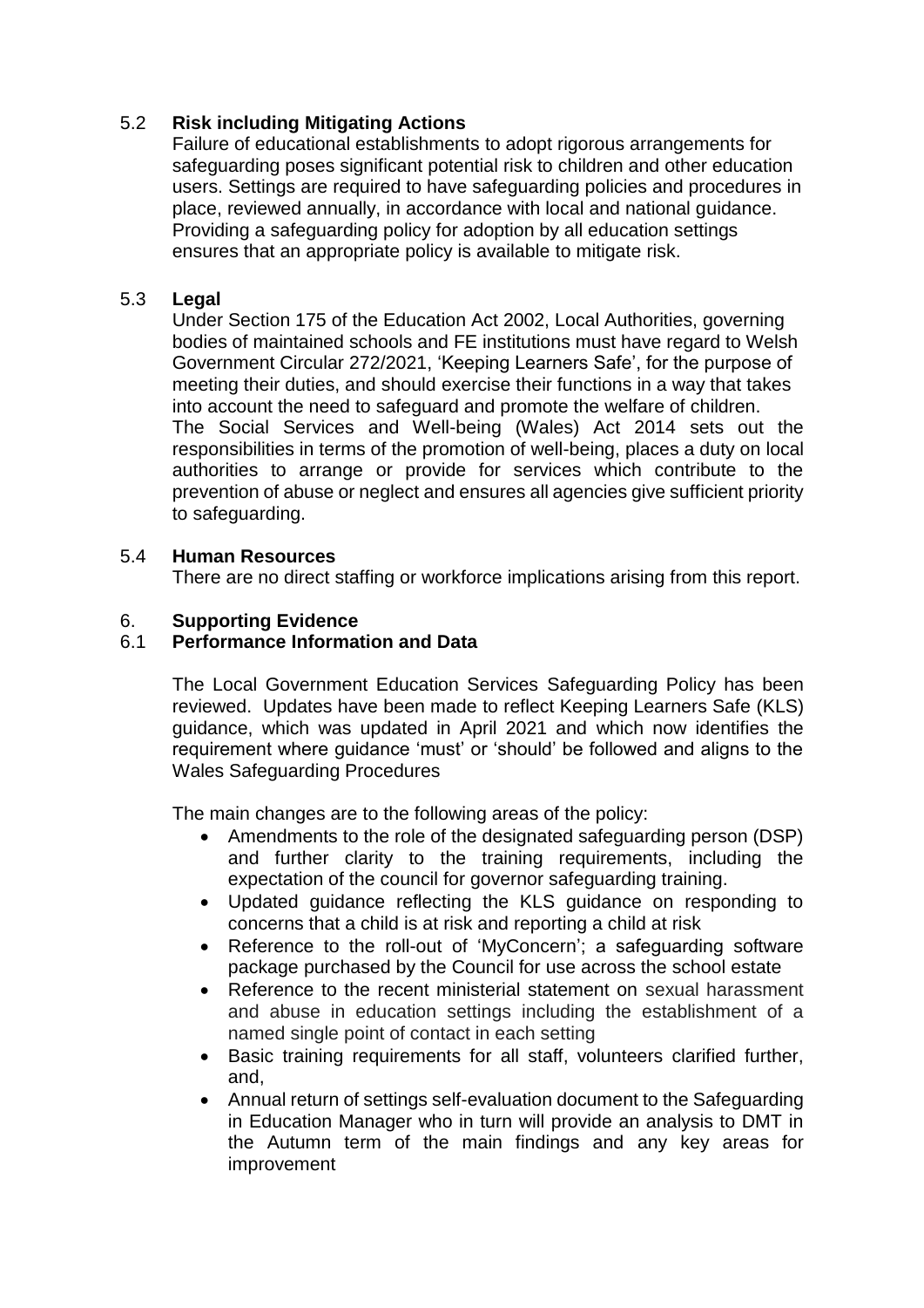### 5.2 **Risk including Mitigating Actions**

Failure of educational establishments to adopt rigorous arrangements for safeguarding poses significant potential risk to children and other education users. Settings are required to have safeguarding policies and procedures in place, reviewed annually, in accordance with local and national guidance. Providing a safeguarding policy for adoption by all education settings ensures that an appropriate policy is available to mitigate risk.

### 5.3 **Legal**

Under Section 175 of the Education Act 2002, Local Authorities, governing bodies of maintained schools and FE institutions must have regard to Welsh Government Circular 272/2021, 'Keeping Learners Safe', for the purpose of meeting their duties, and should exercise their functions in a way that takes into account the need to safeguard and promote the welfare of children.
The Social Services and Well-being (Wales) Act 2014 sets out the responsibilities in terms of the promotion of well-being, places a duty on local authorities to arrange or provide for services which contribute to the prevention of abuse or neglect and ensures all agencies give sufficient priority to safeguarding.

### 5.4 **Human Resources**

There are no direct staffing or workforce implications arising from this report.

## 6. **Supporting Evidence**

### 6.1 **Performance Information and Data**

The Local Government Education Services Safeguarding Policy has been reviewed. Updates have been made to reflect Keeping Learners Safe (KLS) guidance, which was updated in April 2021 and which now identifies the requirement where guidance 'must' or 'should' be followed and aligns to the Wales Safeguarding Procedures

The main changes are to the following areas of the policy:

- Amendments to the role of the designated safeguarding person (DSP) and further clarity to the training requirements, including the expectation of the council for governor safeguarding training.
- Updated guidance reflecting the KLS guidance on responding to concerns that a child is at risk and reporting a child at risk
- Reference to the roll-out of 'MyConcern'; a safeguarding software package purchased by the Council for use across the school estate
- Reference to the recent ministerial statement on sexual harassment and abuse in education settings including the establishment of a named single point of contact in each setting
- Basic training requirements for all staff, volunteers clarified further, and,
- Annual return of settings self-evaluation document to the Safeguarding in Education Manager who in turn will provide an analysis to DMT in the Autumn term of the main findings and any key areas for improvement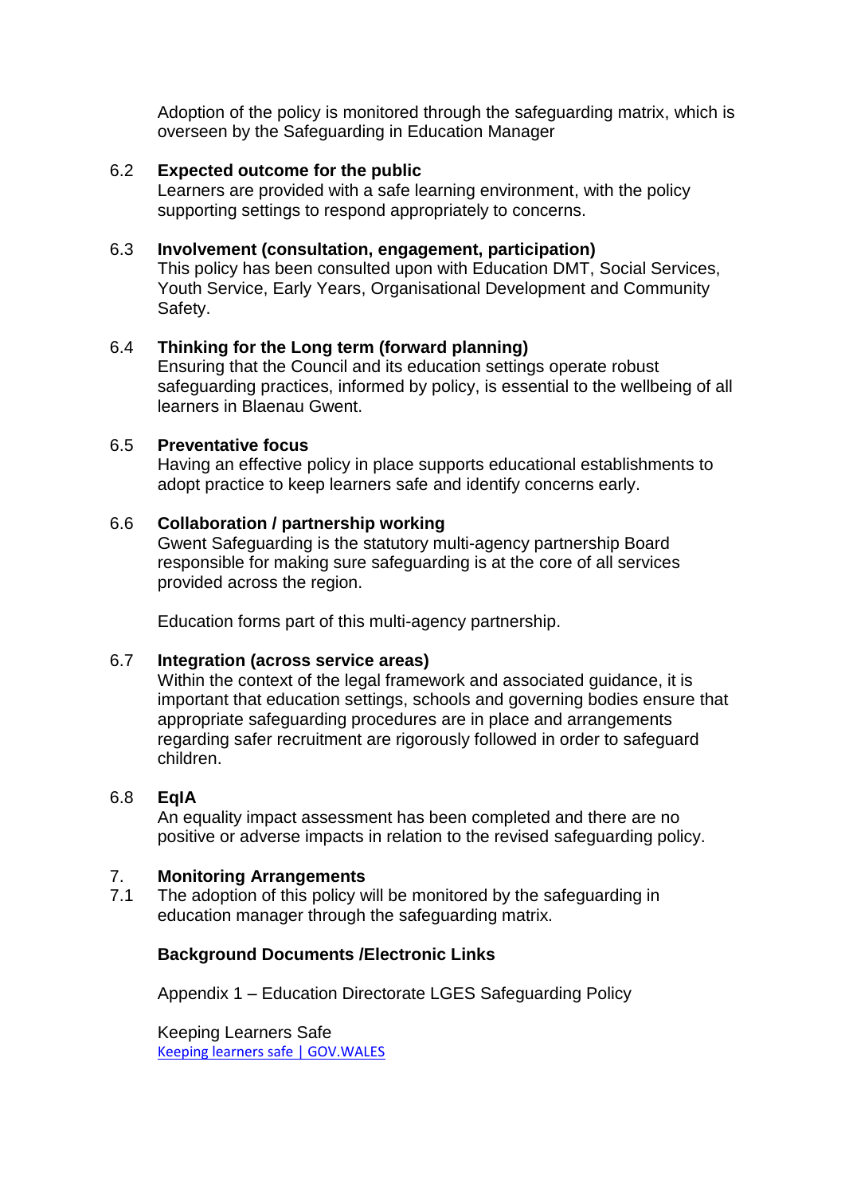Adoption of the policy is monitored through the safeguarding matrix, which is overseen by the Safeguarding in Education Manager

6.2 **Expected outcome for the public**
Learners are provided with a safe learning environment, with the policy supporting settings to respond appropriately to concerns.

6.3 **Involvement (consultation, engagement, participation)**
This policy has been consulted upon with Education DMT, Social Services, Youth Service, Early Years, Organisational Development and Community Safety.

6.4 **Thinking for the Long term (forward planning)**
Ensuring that the Council and its education settings operate robust safeguarding practices, informed by policy, is essential to the wellbeing of all learners in Blaenau Gwent.

6.5 **Preventative focus**
Having an effective policy in place supports educational establishments to adopt practice to keep learners safe and identify concerns early.

6.6 **Collaboration / partnership working**
Gwent Safeguarding is the statutory multi-agency partnership Board responsible for making sure safeguarding is at the core of all services provided across the region.

Education forms part of this multi-agency partnership.

6.7 **Integration (across service areas)**
Within the context of the legal framework and associated guidance, it is important that education settings, schools and governing bodies ensure that appropriate safeguarding procedures are in place and arrangements regarding safer recruitment are rigorously followed in order to safeguard children.

6.8 **EqIA**
An equality impact assessment has been completed and there are no positive or adverse impacts in relation to the revised safeguarding policy.

## 7. Monitoring Arrangements

7.1 The adoption of this policy will be monitored by the safeguarding in education manager through the safeguarding matrix.

**Background Documents /Electronic Links**

Appendix 1 – Education Directorate LGES Safeguarding Policy

Keeping Learners Safe
Keeping learners safe | GOV.WALES